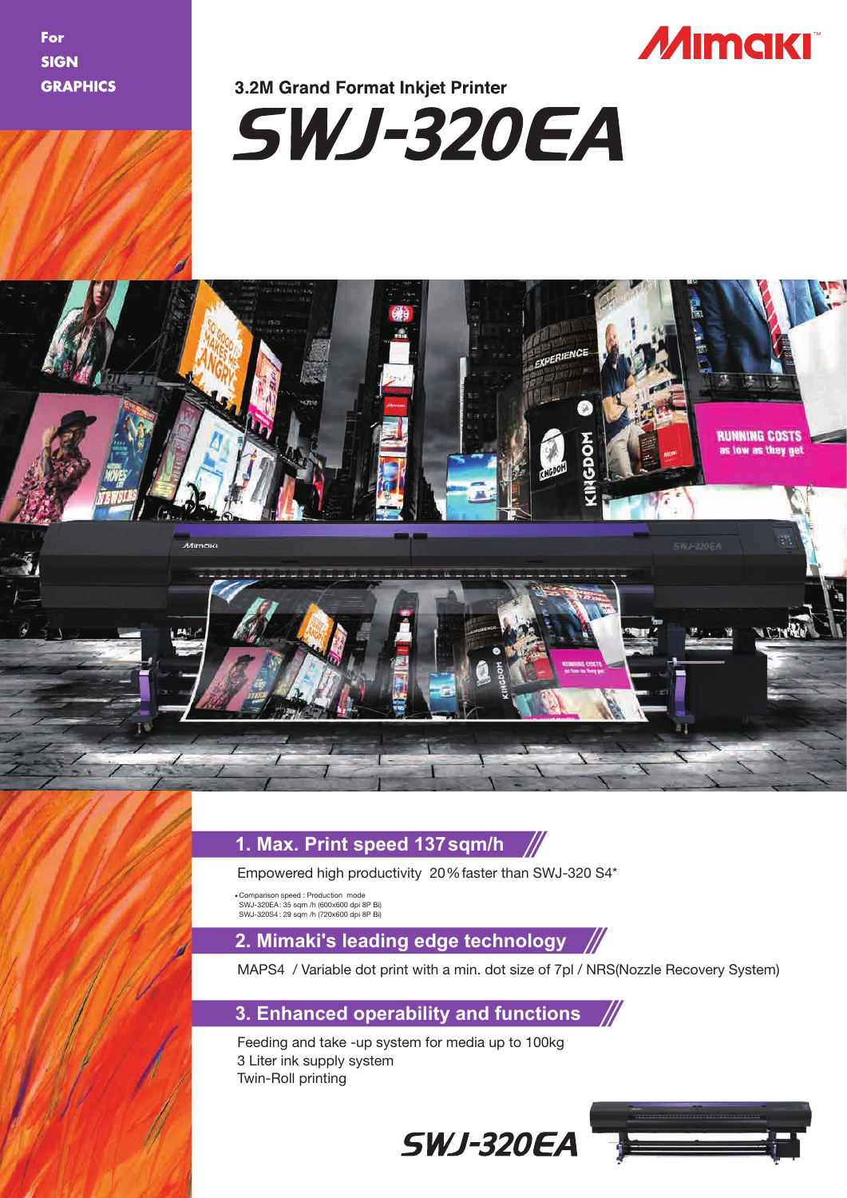For SIGN GRAPHICS

Mimaki

3.2M Grand Format Inkjet Printer

# SWJ-320EA

## 1. Max. Print speed 137sqm/h

Empowered high productivity 20% faster than SWJ-320 S4*

- Comparison speed : Production mode
  SWJ-320EA: 35 sqm /h (600x600 dpi 8P Bi)
  SWJ-320S4 : 29 sqm /h (720x600 dpi 8P Bi)

## 2. Mimaki's leading edge technology

MAPS4 / Variable dot print with a min. dot size of 7pl / NRS(Nozzle Recovery System)

## 3. Enhanced operability and functions

Feeding and take -up system for media up to 100kg
3 Liter ink supply system
Twin-Roll printing

SWJ-320EA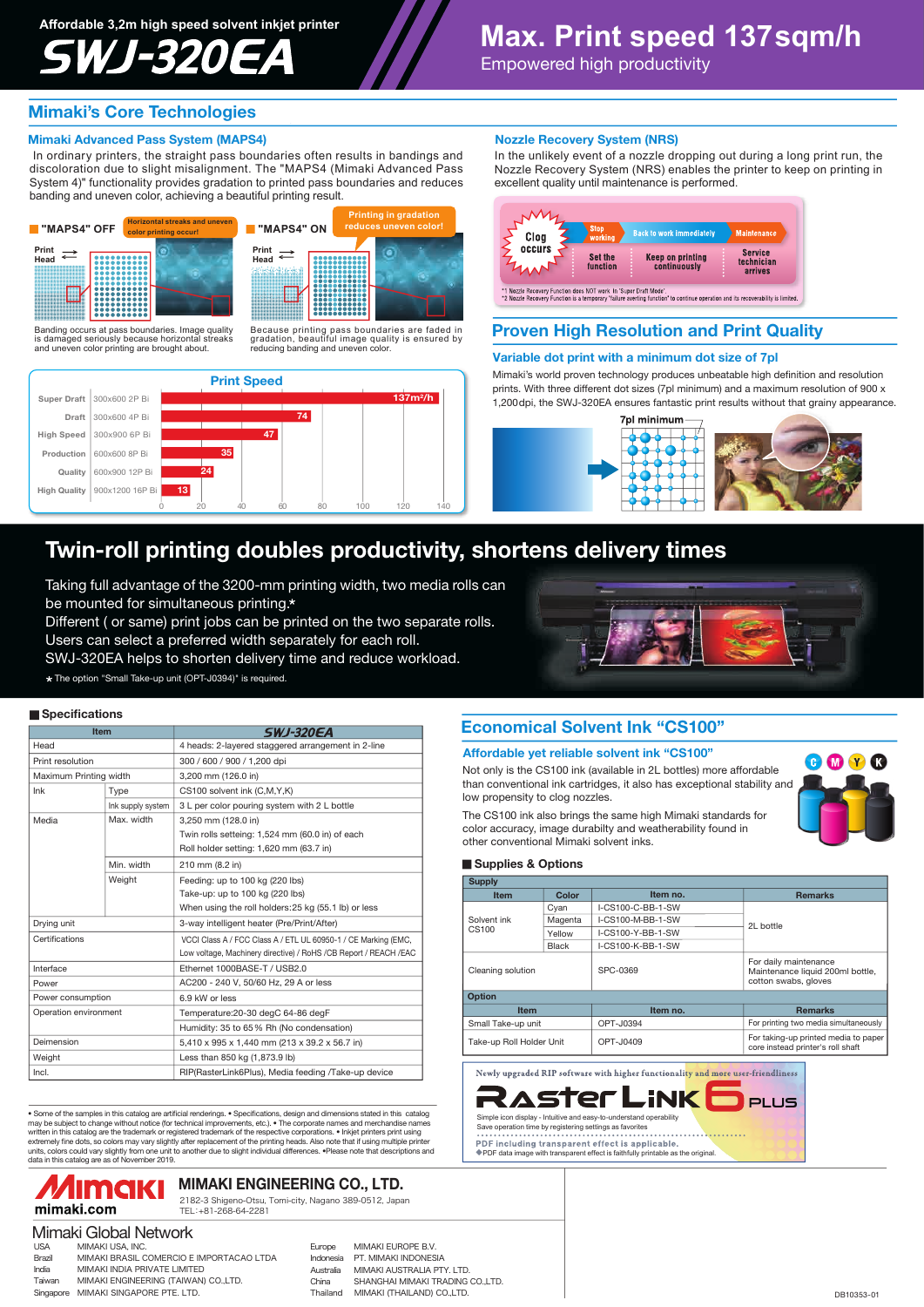Affordable 3,2m high speed solvent inkjet printer

# SWJ-320EA

## Max. Print speed 137sqm/h

Empowered high productivity

## Mimaki's Core Technologies

### Mimaki Advanced Pass System (MAPS4)

In ordinary printers, the straight pass boundaries often results in bandings and discoloration due to slight misalignment. The "MAPS4 (Mimaki Advanced Pass System 4)" functionality provides gradation to printed pass boundaries and reduces banding and uneven color, achieving a beautiful printing result.

"MAPS4" OFF — Horizontal streaks and uneven color printing occur!

Print Head

Banding occurs at pass boundaries. Image quality is damaged seriously because horizontal streaks and uneven color printing are brought about.

"MAPS4" ON — Printing in gradation reduces uneven color!

Print Head

Because printing pass boundaries are faded in gradation, beautiful image quality is ensured by reducing banding and uneven color.

Print Speed

Super Draft 300x600 2P Bi
Draft 300x600 4P Bi
High Speed 300x900 6P Bi
Production 600x600 8P Bi
Quality 600x900 12P Bi
High Quality 900x1200 16P Bi

137m²/h
74
47
35
24
13

0 20 40 60 80 100 120 140

### Nozzle Recovery System (NRS)

In the unlikely event of a nozzle dropping out during a long print run, the Nozzle Recovery System (NRS) enables the printer to keep on printing in excellent quality until maintenance is performed.

Clog occurs — Stop working — Set the function — Back to work immediately — Keep on printing continuously — Maintenance — Service technician arrives

*1 Nozzle Recovery Function does NOT work in 'Super Draft Mode'.
*2 Nozzle Recovery Function is a temporary "failure averting function" to continue operation and its recoverability is limited.

## Proven High Resolution and Print Quality

### Variable dot print with a minimum dot size of 7pl

Mimaki's world proven technology produces unbeatable high definition and resolution prints. With three different dot sizes (7pl minimum) and a maximum resolution of 900 x 1,200dpi, the SWJ-320EA ensures fantastic print results without that grainy appearance.

7pl minimum

## Twin-roll printing doubles productivity, shortens delivery times

Taking full advantage of the 3200-mm printing width, two media rolls can be mounted for simultaneous printing.*
Different ( or same) print jobs can be printed on the two separate rolls.
Users can select a preferred width separately for each roll.
SWJ-320EA helps to shorten delivery time and reduce workload.

* The option "Small Take-up unit (OPT-J0394)" is required.

### Specifications

| Item | | SWJ-320EA |
|---|---|---|
| Head | | 4 heads: 2-layered staggered arrangement in 2-line |
| Print resolution | | 300 / 600 / 900 / 1,200 dpi |
| Maximum Printing width | | 3,200 mm (126.0 in) |
| Ink | Type | CS100 solvent ink (C,M,Y,K) |
| | Ink supply system | 3 L per color pouring system with 2 L bottle |
| Media | Max. width | 3,250 mm (128.0 in)<br>Twin rolls setteing: 1,524 mm (60.0 in) of each<br>Roll holder setting: 1,620 mm (63.7 in) |
| | Min. width | 210 mm (8.2 in) |
| | Weight | Feeding: up to 100 kg (220 lbs)<br>Take-up: up to 100 kg (220 lbs)<br>When using the roll holders:25 kg (55.1 lb) or less |
| Drying unit | | 3-way intelligent heater (Pre/Print/After) |
| Certifications | | VCCI Class A / FCC Class A / ETL UL 60950-1 / CE Marking (EMC, Low voltage, Machinery directive) / RoHS /CB Report / REACH /EAC |
| Interface | | Ethernet 1000BASE-T / USB2.0 |
| Power | | AC200 - 240 V, 50/60 Hz, 29 A or less |
| Power consumption | | 6.9 kW or less |
| Operation environment | | Temperature:20-30 degC 64-86 degF<br>Humidity: 35 to 65 % Rh (No condensation) |
| Deimension | | 5,410 x 995 x 1,440 mm (213 x 39.2 x 56.7 in) |
| Weight | | Less than 850 kg (1,873.9 lb) |
| Incl. | | RIP(RasterLink6Plus), Media feeding /Take-up device |

• Some of the samples in this catalog are artificial renderings. • Specifications, design and dimensions stated in this catalog may be subject to change without notice (for technical improvements, etc.). • The corporate names and merchandise names written in this catalog are the trademark or registered trademark of the respective corporations. • Inkjet printers print using extremely fine dots, so colors may vary slightly after replacement of the printing heads. Also note that if using multiple printer units, colors could vary slightly from one unit to another due to slight individual differences. •Please note that descriptions and data in this catalog are as of November 2019.

## Economical Solvent Ink "CS100"

### Affordable yet reliable solvent ink "CS100"

Not only is the CS100 ink (available in 2L bottles) more affordable than conventional ink cartridges, it also has exceptional stability and low propensity to clog nozzles.

The CS100 ink also brings the same high Mimaki standards for color accuracy, image durabilty and weatheraibility found in other conventional Mimaki solvent inks.

### Supplies & Options

**Supply**

| Item | Color | Item no. | Remarks |
|---|---|---|---|
| Solvent ink CS100 | Cyan | I-CS100-C-BB-1-SW | 2L bottle |
| | Magenta | I-CS100-M-BB-1-SW | |
| | Yellow | I-CS100-Y-BB-1-SW | |
| | Black | I-CS100-K-BB-1-SW | |
| Cleaning solution | | SPC-0369 | For daily maintenance Maintenance liquid 200ml bottle, cotton swabs, gloves |

**Option**

| Item | Item no. | Remarks |
|---|---|---|
| Small Take-up unit | OPT-J0394 | For printing two media simultaneously |
| Take-up Roll Holder Unit | OPT-J0409 | For taking-up printed media to paper core instead printer's roll shaft |

Newly upgraded RIP software with higher functionality and more user-friendliness

RasterLink6 PLUS

Simple icon display - Intuitive and easy-to-understand operability
Save operation time by registering settings as favorites

PDF including transparent effect is applicable.
◆PDF data image with transparent effect is faithfully printable as the original.

**MIMAKI ENGINEERING CO., LTD.**

mimaki.com

2182-3 Shigeno-Otsu, Tomi-city, Nagano 389-0512, Japan
TEL:+81-268-64-2281

### Mimaki Global Network

| | | | |
|---|---|---|---|
| USA | MIMAKI USA, INC. | Europe | MIMAKI EUROPE B.V. |
| Brazil | MIMAKI BRASIL COMERCIO E IMPORTACAO LTDA | Indonesia | PT. MIMAKI INDONESIA |
| India | MIMAKI INDIA PRIVATE LIMITED | Australia | MIMAKI AUSTRALIA PTY. LTD. |
| Taiwan | MIMAKI ENGINEERING (TAIWAN) CO.,LTD. | China | SHANGHAI MIMAKI TRADING CO.,LTD. |
| Singapore | MIMAKI SINGAPORE PTE. LTD. | Thailand | MIMAKI (THAILAND) CO.,LTD. |

DB10353-01